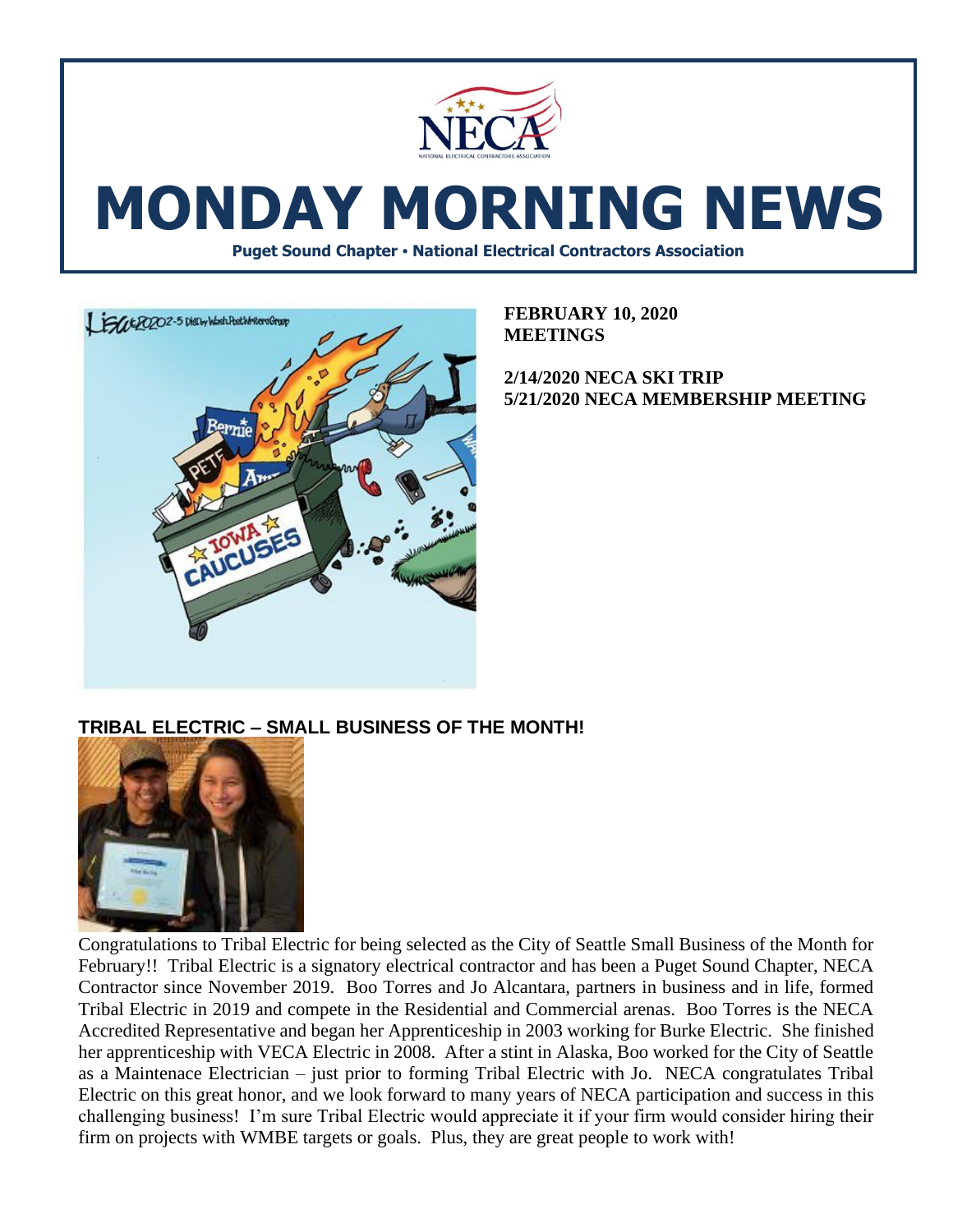# MONDAY MORNING NEWS

**Puget Sound Chapter • National Electrical Contractors Association**

**FEBRUARY 10, 2020**
**MEETINGS**

**2/14/2020 NECA SKI TRIP**
**5/21/2020 NECA MEMBERSHIP MEETING**

## TRIBAL ELECTRIC – SMALL BUSINESS OF THE MONTH!

Congratulations to Tribal Electric for being selected as the City of Seattle Small Business of the Month for February!! Tribal Electric is a signatory electrical contractor and has been a Puget Sound Chapter, NECA Contractor since November 2019. Boo Torres and Jo Alcantara, partners in business and in life, formed Tribal Electric in 2019 and compete in the Residential and Commercial arenas. Boo Torres is the NECA Accredited Representative and began her Apprenticeship in 2003 working for Burke Electric. She finished her apprenticeship with VECA Electric in 2008. After a stint in Alaska, Boo worked for the City of Seattle as a Maintenace Electrician – just prior to forming Tribal Electric with Jo. NECA congratulates Tribal Electric on this great honor, and we look forward to many years of NECA participation and success in this challenging business! I'm sure Tribal Electric would appreciate it if your firm would consider hiring their firm on projects with WMBE targets or goals. Plus, they are great people to work with!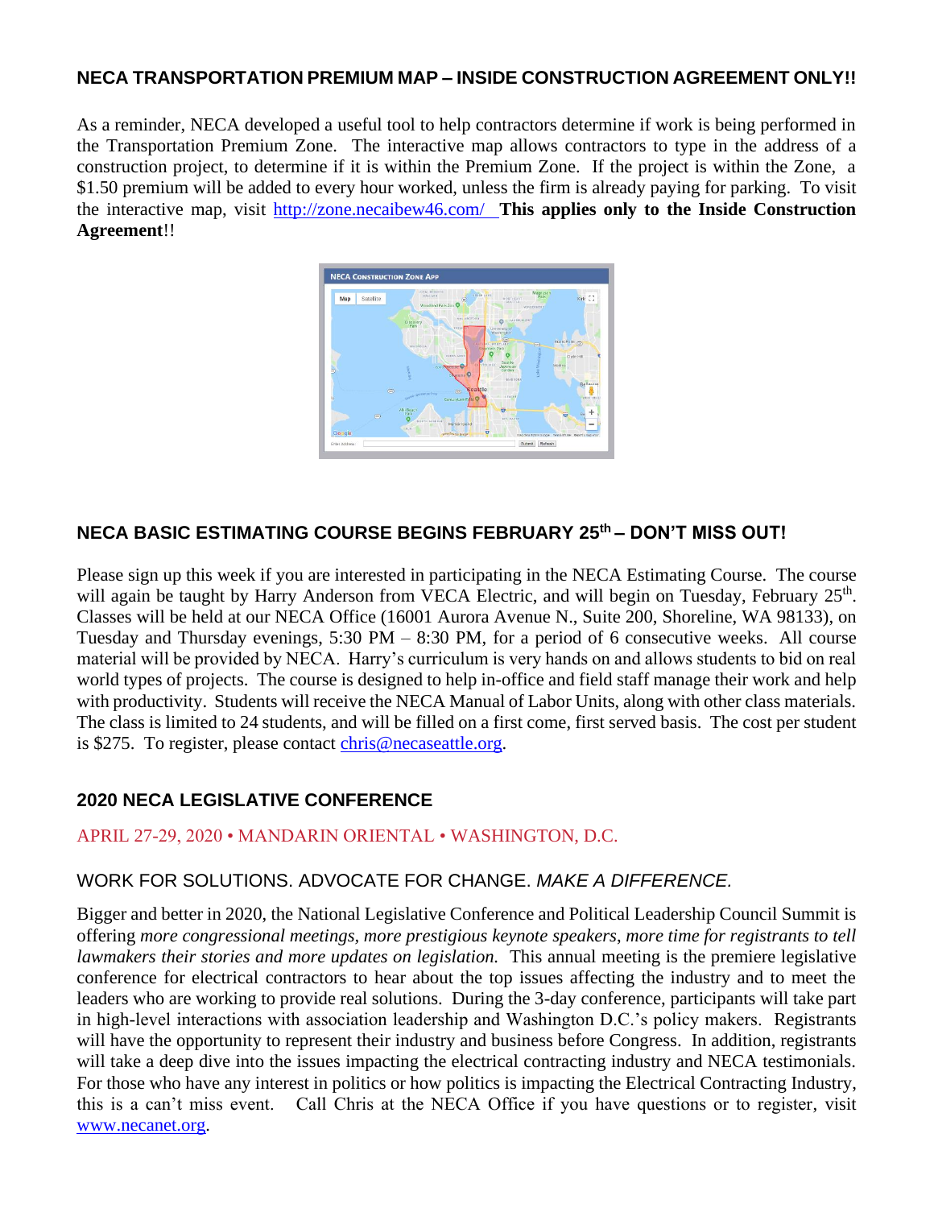## NECA TRANSPORTATION PREMIUM MAP – INSIDE CONSTRUCTION AGREEMENT ONLY!!

As a reminder, NECA developed a useful tool to help contractors determine if work is being performed in the Transportation Premium Zone. The interactive map allows contractors to type in the address of a construction project, to determine if it is within the Premium Zone. If the project is within the Zone, a $1.50 premium will be added to every hour worked, unless the firm is already paying for parking. To visit the interactive map, visit http://zone.necaibew46.com/ **This applies only to the Inside Construction Agreement**!!

## NECA BASIC ESTIMATING COURSE BEGINS FEBRUARY 25th – DON'T MISS OUT!

Please sign up this week if you are interested in participating in the NECA Estimating Course. The course will again be taught by Harry Anderson from VECA Electric, and will begin on Tuesday, February 25th. Classes will be held at our NECA Office (16001 Aurora Avenue N., Suite 200, Shoreline, WA 98133), on Tuesday and Thursday evenings, 5:30 PM – 8:30 PM, for a period of 6 consecutive weeks. All course material will be provided by NECA. Harry's curriculum is very hands on and allows students to bid on real world types of projects. The course is designed to help in-office and field staff manage their work and help with productivity. Students will receive the NECA Manual of Labor Units, along with other class materials. The class is limited to 24 students, and will be filled on a first come, first served basis. The cost per student is $275. To register, please contact chris@necaseattle.org.

## 2020 NECA LEGISLATIVE CONFERENCE

APRIL 27-29, 2020 • MANDARIN ORIENTAL • WASHINGTON, D.C.

WORK FOR SOLUTIONS. ADVOCATE FOR CHANGE. *MAKE A DIFFERENCE.*

Bigger and better in 2020, the National Legislative Conference and Political Leadership Council Summit is offering *more congressional meetings, more prestigious keynote speakers, more time for registrants to tell lawmakers their stories and more updates on legislation.* This annual meeting is the premiere legislative conference for electrical contractors to hear about the top issues affecting the industry and to meet the leaders who are working to provide real solutions. During the 3-day conference, participants will take part in high-level interactions with association leadership and Washington D.C.'s policy makers. Registrants will have the opportunity to represent their industry and business before Congress. In addition, registrants will take a deep dive into the issues impacting the electrical contracting industry and NECA testimonials. For those who have any interest in politics or how politics is impacting the Electrical Contracting Industry, this is a can't miss event. Call Chris at the NECA Office if you have questions or to register, visit www.necanet.org.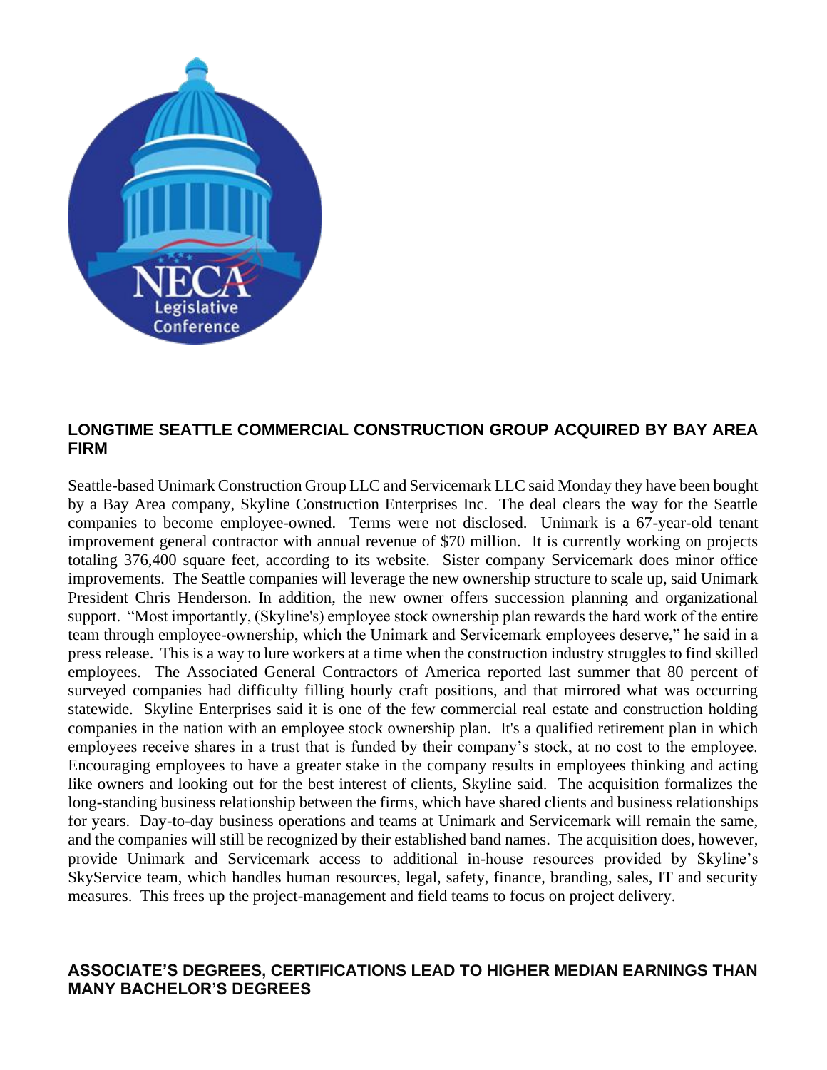## LONGTIME SEATTLE COMMERCIAL CONSTRUCTION GROUP ACQUIRED BY BAY AREA FIRM

Seattle-based Unimark Construction Group LLC and Servicemark LLC said Monday they have been bought by a Bay Area company, Skyline Construction Enterprises Inc. The deal clears the way for the Seattle companies to become employee-owned. Terms were not disclosed. Unimark is a 67-year-old tenant improvement general contractor with annual revenue of $70 million. It is currently working on projects totaling 376,400 square feet, according to its website. Sister company Servicemark does minor office improvements. The Seattle companies will leverage the new ownership structure to scale up, said Unimark President Chris Henderson. In addition, the new owner offers succession planning and organizational support. "Most importantly, (Skyline's) employee stock ownership plan rewards the hard work of the entire team through employee-ownership, which the Unimark and Servicemark employees deserve," he said in a press release. This is a way to lure workers at a time when the construction industry struggles to find skilled employees. The Associated General Contractors of America reported last summer that 80 percent of surveyed companies had difficulty filling hourly craft positions, and that mirrored what was occurring statewide. Skyline Enterprises said it is one of the few commercial real estate and construction holding companies in the nation with an employee stock ownership plan. It's a qualified retirement plan in which employees receive shares in a trust that is funded by their company's stock, at no cost to the employee. Encouraging employees to have a greater stake in the company results in employees thinking and acting like owners and looking out for the best interest of clients, Skyline said. The acquisition formalizes the long-standing business relationship between the firms, which have shared clients and business relationships for years. Day-to-day business operations and teams at Unimark and Servicemark will remain the same, and the companies will still be recognized by their established band names. The acquisition does, however, provide Unimark and Servicemark access to additional in-house resources provided by Skyline's SkyService team, which handles human resources, legal, safety, finance, branding, sales, IT and security measures. This frees up the project-management and field teams to focus on project delivery.

## ASSOCIATE'S DEGREES, CERTIFICATIONS LEAD TO HIGHER MEDIAN EARNINGS THAN MANY BACHELOR'S DEGREES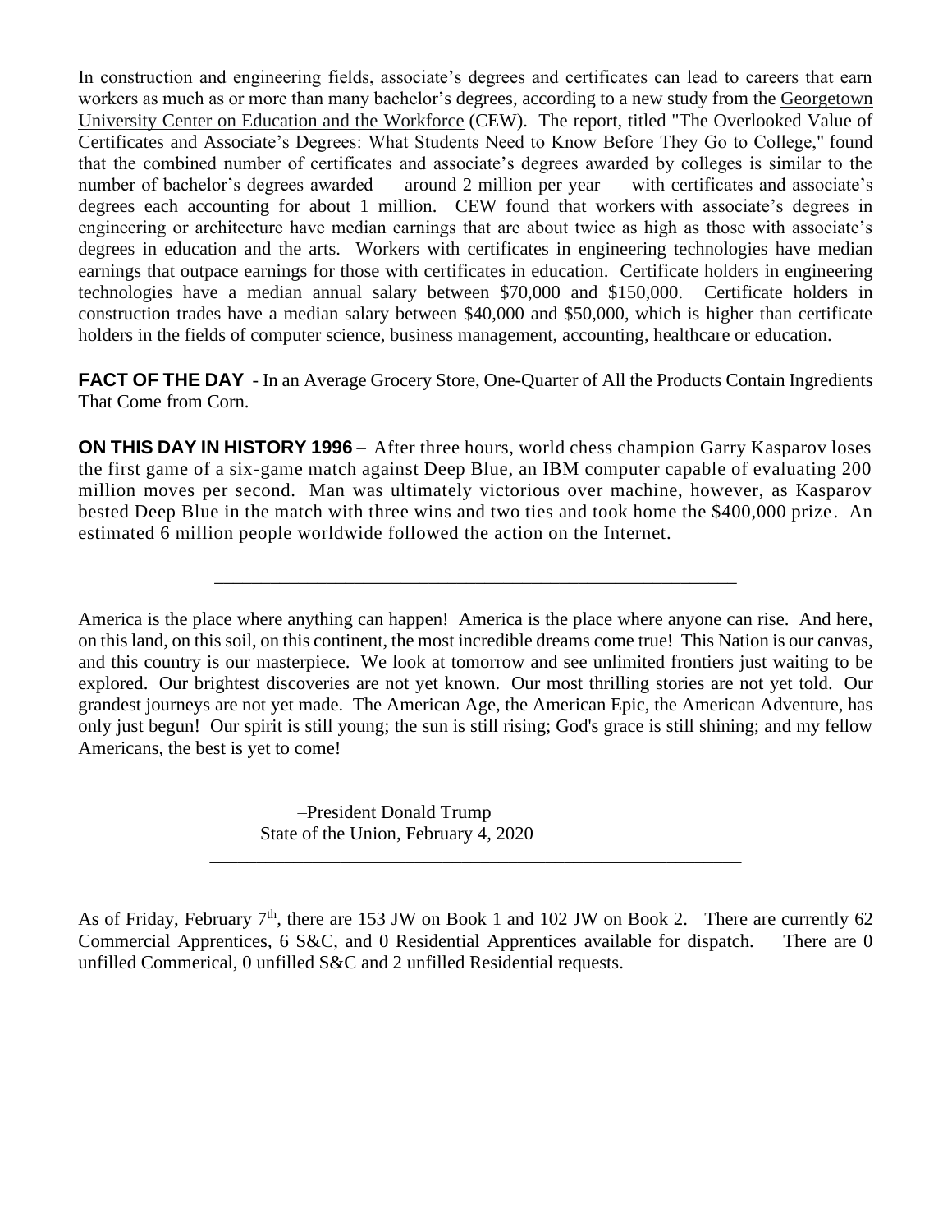In construction and engineering fields, associate's degrees and certificates can lead to careers that earn workers as much as or more than many bachelor's degrees, according to a new study from the Georgetown University Center on Education and the Workforce (CEW). The report, titled "The Overlooked Value of Certificates and Associate's Degrees: What Students Need to Know Before They Go to College," found that the combined number of certificates and associate's degrees awarded by colleges is similar to the number of bachelor's degrees awarded — around 2 million per year — with certificates and associate's degrees each accounting for about 1 million. CEW found that workers with associate's degrees in engineering or architecture have median earnings that are about twice as high as those with associate's degrees in education and the arts. Workers with certificates in engineering technologies have median earnings that outpace earnings for those with certificates in education. Certificate holders in engineering technologies have a median annual salary between $70,000 and $150,000. Certificate holders in construction trades have a median salary between $40,000 and $50,000, which is higher than certificate holders in the fields of computer science, business management, accounting, healthcare or education.

**FACT OF THE DAY** - In an Average Grocery Store, One-Quarter of All the Products Contain Ingredients That Come from Corn.

**ON THIS DAY IN HISTORY 1996** – After three hours, world chess champion Garry Kasparov loses the first game of a six-game match against Deep Blue, an IBM computer capable of evaluating 200 million moves per second. Man was ultimately victorious over machine, however, as Kasparov bested Deep Blue in the match with three wins and two ties and took home the $400,000 prize. An estimated 6 million people worldwide followed the action on the Internet.

---

America is the place where anything can happen! America is the place where anyone can rise. And here, on this land, on this soil, on this continent, the most incredible dreams come true! This Nation is our canvas, and this country is our masterpiece. We look at tomorrow and see unlimited frontiers just waiting to be explored. Our brightest discoveries are not yet known. Our most thrilling stories are not yet told. Our grandest journeys are not yet made. The American Age, the American Epic, the American Adventure, has only just begun! Our spirit is still young; the sun is still rising; God's grace is still shining; and my fellow Americans, the best is yet to come!

–President Donald Trump
State of the Union, February 4, 2020

---

As of Friday, February 7th, there are 153 JW on Book 1 and 102 JW on Book 2. There are currently 62 Commercial Apprentices, 6 S&C, and 0 Residential Apprentices available for dispatch. There are 0 unfilled Commerical, 0 unfilled S&C and 2 unfilled Residential requests.